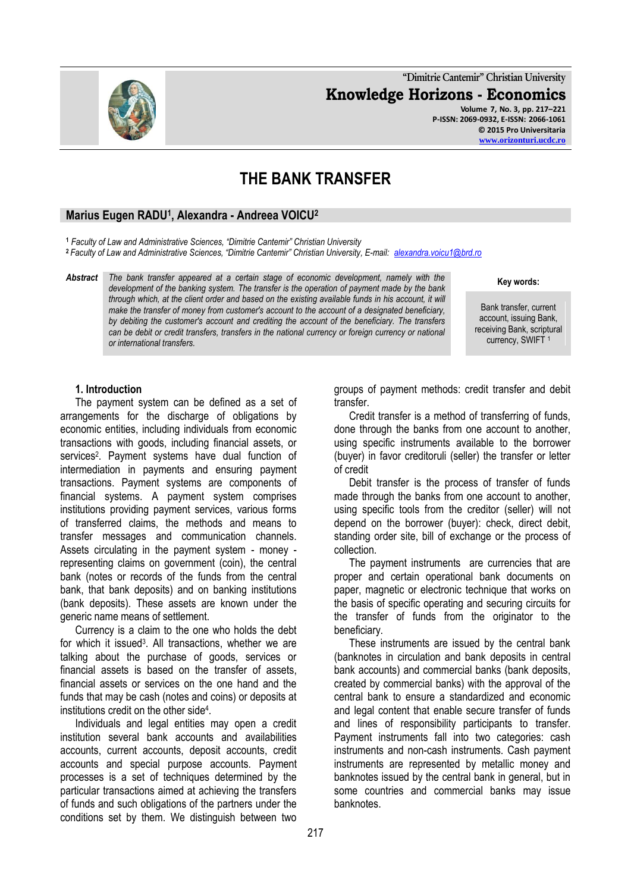# THE BANK TRANSFER

**Marius Eugen RADU[1], Alexandra - Andreea VOICU[2]**

[1] *Faculty of Law and Administrative Sciences, "Dimitrie Cantemir" Christian University*
[2] *Faculty of Law and Administrative Sciences, "Dimitrie Cantemir" Christian University, E-mail: alexandra.voicu1@brd.ro*

***Abstract*** *The bank transfer appeared at a certain stage of economic development, namely with the development of the banking system. The transfer is the operation of payment made by the bank through which, at the client order and based on the existing available funds in his account, it will make the transfer of money from customer's account to the account of a designated beneficiary, by debiting the customer's account and crediting the account of the beneficiary. The transfers can be debit or credit transfers, transfers in the national currency or foreign currency or national or international transfers.*

**Key words:**

Bank transfer, current account, issuing Bank, receiving Bank, scriptural currency, SWIFT [1]

### 1. Introduction

The payment system can be defined as a set of arrangements for the discharge of obligations by economic entities, including individuals from economic transactions with goods, including financial assets, or services[2]. Payment systems have dual function of intermediation in payments and ensuring payment transactions. Payment systems are components of financial systems. A payment system comprises institutions providing payment services, various forms of transferred claims, the methods and means to transfer messages and communication channels. Assets circulating in the payment system - money - representing claims on government (coin), the central bank (notes or records of the funds from the central bank, that bank deposits) and on banking institutions (bank deposits). These assets are known under the generic name means of settlement.

Currency is a claim to the one who holds the debt for which it issued[3]. All transactions, whether we are talking about the purchase of goods, services or financial assets is based on the transfer of assets, financial assets or services on the one hand and the funds that may be cash (notes and coins) or deposits at institutions credit on the other side[4].

Individuals and legal entities may open a credit institution several bank accounts and availabilities accounts, current accounts, deposit accounts, credit accounts and special purpose accounts. Payment processes is a set of techniques determined by the particular transactions aimed at achieving the transfers of funds and such obligations of the partners under the conditions set by them. We distinguish between two groups of payment methods: credit transfer and debit transfer.

Credit transfer is a method of transferring of funds, done through the banks from one account to another, using specific instruments available to the borrower (buyer) in favor creditoruli (seller) the transfer or letter of credit

Debit transfer is the process of transfer of funds made through the banks from one account to another, using specific tools from the creditor (seller) will not depend on the borrower (buyer): check, direct debit, standing order site, bill of exchange or the process of collection.

The payment instruments are currencies that are proper and certain operational bank documents on paper, magnetic or electronic technique that works on the basis of specific operating and securing circuits for the transfer of funds from the originator to the beneficiary.

These instruments are issued by the central bank (banknotes in circulation and bank deposits in central bank accounts) and commercial banks (bank deposits, created by commercial banks) with the approval of the central bank to ensure a standardized and economic and legal content that enable secure transfer of funds and lines of responsibility participants to transfer. Payment instruments fall into two categories: cash instruments and non-cash instruments. Cash payment instruments are represented by metallic money and banknotes issued by the central bank in general, but in some countries and commercial banks may issue banknotes.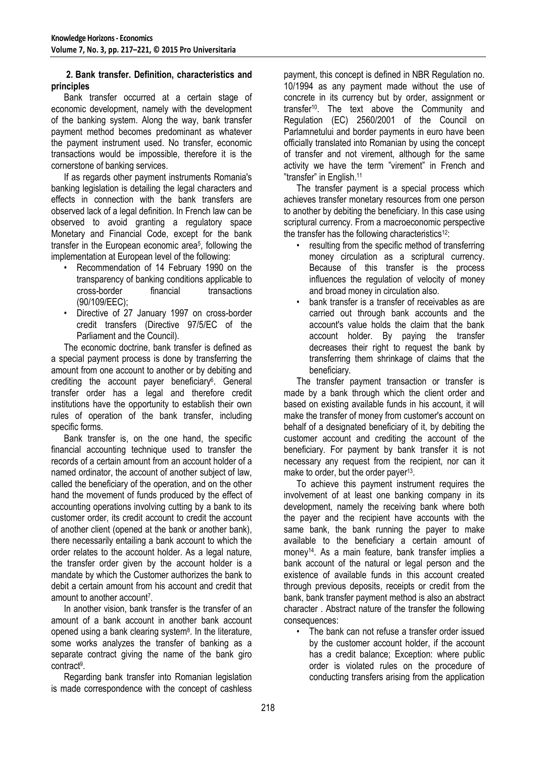## 2. Bank transfer. Definition, characteristics and principles

Bank transfer occurred at a certain stage of economic development, namely with the development of the banking system. Along the way, bank transfer payment method becomes predominant as whatever the payment instrument used. No transfer, economic transactions would be impossible, therefore it is the cornerstone of banking services.

If as regards other payment instruments Romania's banking legislation is detailing the legal characters and effects in connection with the bank transfers are observed lack of a legal definition. In French law can be observed to avoid granting a regulatory space Monetary and Financial Code, except for the bank transfer in the European economic area[5], following the implementation at European level of the following:

- Recommendation of 14 February 1990 on the transparency of banking conditions applicable to cross-border financial transactions (90/109/EEC);
- Directive of 27 January 1997 on cross-border credit transfers (Directive 97/5/EC of the Parliament and the Council).

The economic doctrine, bank transfer is defined as a special payment process is done by transferring the amount from one account to another or by debiting and crediting the account payer beneficiary[6]. General transfer order has a legal and therefore credit institutions have the opportunity to establish their own rules of operation of the bank transfer, including specific forms.

Bank transfer is, on the one hand, the specific financial accounting technique used to transfer the records of a certain amount from an account holder of a named ordinator, the account of another subject of law, called the beneficiary of the operation, and on the other hand the movement of funds produced by the effect of accounting operations involving cutting by a bank to its customer order, its credit account to credit the account of another client (opened at the bank or another bank), there necessarily entailing a bank account to which the order relates to the account holder. As a legal nature, the transfer order given by the account holder is a mandate by which the Customer authorizes the bank to debit a certain amount from his account and credit that amount to another account[7].

In another vision, bank transfer is the transfer of an amount of a bank account in another bank account opened using a bank clearing system[8]. In the literature, some works analyzes the transfer of banking as a separate contract giving the name of the bank giro contract[9].

Regarding bank transfer into Romanian legislation is made correspondence with the concept of cashless payment, this concept is defined in NBR Regulation no. 10/1994 as any payment made without the use of concrete in its currency but by order, assignment or transfer[10]. The text above the Community and Regulation (EC) 2560/2001 of the Council on Parlamnetului and border payments in euro have been officially translated into Romanian by using the concept of transfer and not virement, although for the same activity we have the term "virement" in French and "transfer" in English.[11]

The transfer payment is a special process which achieves transfer monetary resources from one person to another by debiting the beneficiary. In this case using scriptural currency. From a macroeconomic perspective the transfer has the following characteristics[12]:

- resulting from the specific method of transferring money circulation as a scriptural currency. Because of this transfer is the process influences the regulation of velocity of money and broad money in circulation also.
- bank transfer is a transfer of receivables as are carried out through bank accounts and the account's value holds the claim that the bank account holder. By paying the transfer decreases their right to request the bank by transferring them shrinkage of claims that the beneficiary.

The transfer payment transaction or transfer is made by a bank through which the client order and based on existing available funds in his account, it will make the transfer of money from customer's account on behalf of a designated beneficiary of it, by debiting the customer account and crediting the account of the beneficiary. For payment by bank transfer it is not necessary any request from the recipient, nor can it make to order, but the order payer[13].

To achieve this payment instrument requires the involvement of at least one banking company in its development, namely the receiving bank where both the payer and the recipient have accounts with the same bank, the bank running the payer to make available to the beneficiary a certain amount of money[14]. As a main feature, bank transfer implies a bank account of the natural or legal person and the existence of available funds in this account created through previous deposits, receipts or credit from the bank, bank transfer payment method is also an abstract character . Abstract nature of the transfer the following consequences:

- The bank can not refuse a transfer order issued by the customer account holder, if the account has a credit balance; Exception: where public order is violated rules on the procedure of conducting transfers arising from the application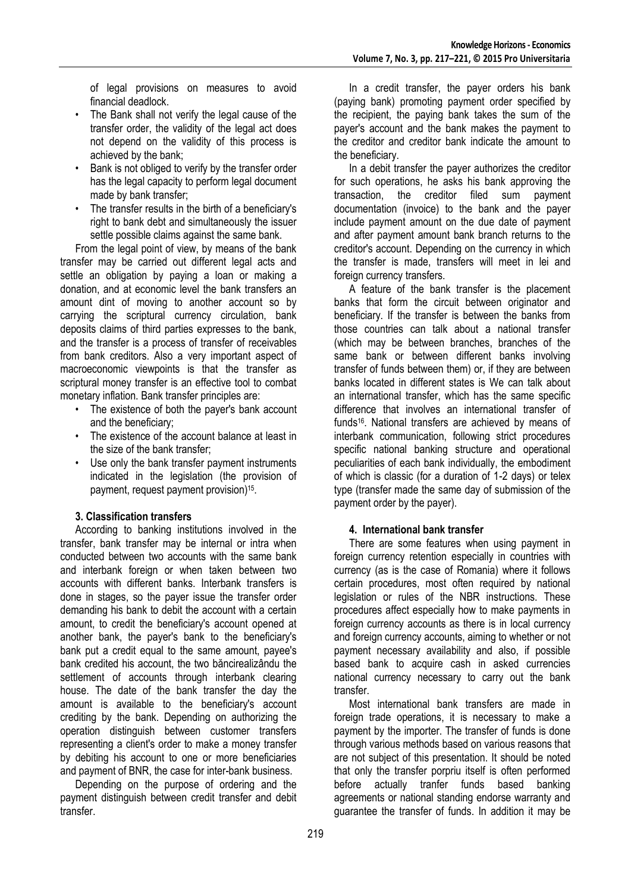of legal provisions on measures to avoid financial deadlock.

- The Bank shall not verify the legal cause of the transfer order, the validity of the legal act does not depend on the validity of this process is achieved by the bank;
- Bank is not obliged to verify by the transfer order has the legal capacity to perform legal document made by bank transfer;
- The transfer results in the birth of a beneficiary's right to bank debt and simultaneously the issuer settle possible claims against the same bank.

From the legal point of view, by means of the bank transfer may be carried out different legal acts and settle an obligation by paying a loan or making a donation, and at economic level the bank transfers an amount dint of moving to another account so by carrying the scriptural currency circulation, bank deposits claims of third parties expresses to the bank, and the transfer is a process of transfer of receivables from bank creditors. Also a very important aspect of macroeconomic viewpoints is that the transfer as scriptural money transfer is an effective tool to combat monetary inflation. Bank transfer principles are:

- The existence of both the payer's bank account and the beneficiary;
- The existence of the account balance at least in the size of the bank transfer;
- Use only the bank transfer payment instruments indicated in the legislation (the provision of payment, request payment provision)[15].

### 3. Classification transfers

According to banking institutions involved in the transfer, bank transfer may be internal or intra when conducted between two accounts with the same bank and interbank foreign or when taken between two accounts with different banks. Interbank transfers is done in stages, so the payer issue the transfer order demanding his bank to debit the account with a certain amount, to credit the beneficiary's account opened at another bank, the payer's bank to the beneficiary's bank put a credit equal to the same amount, payee's bank credited his account, the two băncirealizându the settlement of accounts through interbank clearing house. The date of the bank transfer the day the amount is available to the beneficiary's account crediting by the bank. Depending on authorizing the operation distinguish between customer transfers representing a client's order to make a money transfer by debiting his account to one or more beneficiaries and payment of BNR, the case for inter-bank business.

Depending on the purpose of ordering and the payment distinguish between credit transfer and debit transfer.

In a credit transfer, the payer orders his bank (paying bank) promoting payment order specified by the recipient, the paying bank takes the sum of the payer's account and the bank makes the payment to the creditor and creditor bank indicate the amount to the beneficiary.

In a debit transfer the payer authorizes the creditor for such operations, he asks his bank approving the transaction, the creditor filed sum payment documentation (invoice) to the bank and the payer include payment amount on the due date of payment and after payment amount bank branch returns to the creditor's account. Depending on the currency in which the transfer is made, transfers will meet in lei and foreign currency transfers.

A feature of the bank transfer is the placement banks that form the circuit between originator and beneficiary. If the transfer is between the banks from those countries can talk about a national transfer (which may be between branches, branches of the same bank or between different banks involving transfer of funds between them) or, if they are between banks located in different states is We can talk about an international transfer, which has the same specific difference that involves an international transfer of funds[16]. National transfers are achieved by means of interbank communication, following strict procedures specific national banking structure and operational peculiarities of each bank individually, the embodiment of which is classic (for a duration of 1-2 days) or telex type (transfer made the same day of submission of the payment order by the payer).

### 4. International bank transfer

There are some features when using payment in foreign currency retention especially in countries with currency (as is the case of Romania) where it follows certain procedures, most often required by national legislation or rules of the NBR instructions. These procedures affect especially how to make payments in foreign currency accounts as there is in local currency and foreign currency accounts, aiming to whether or not payment necessary availability and also, if possible based bank to acquire cash in asked currencies national currency necessary to carry out the bank transfer.

Most international bank transfers are made in foreign trade operations, it is necessary to make a payment by the importer. The transfer of funds is done through various methods based on various reasons that are not subject of this presentation. It should be noted that only the transfer porpriu itself is often performed before actually tranfer funds based banking agreements or national standing endorse warranty and guarantee the transfer of funds. In addition it may be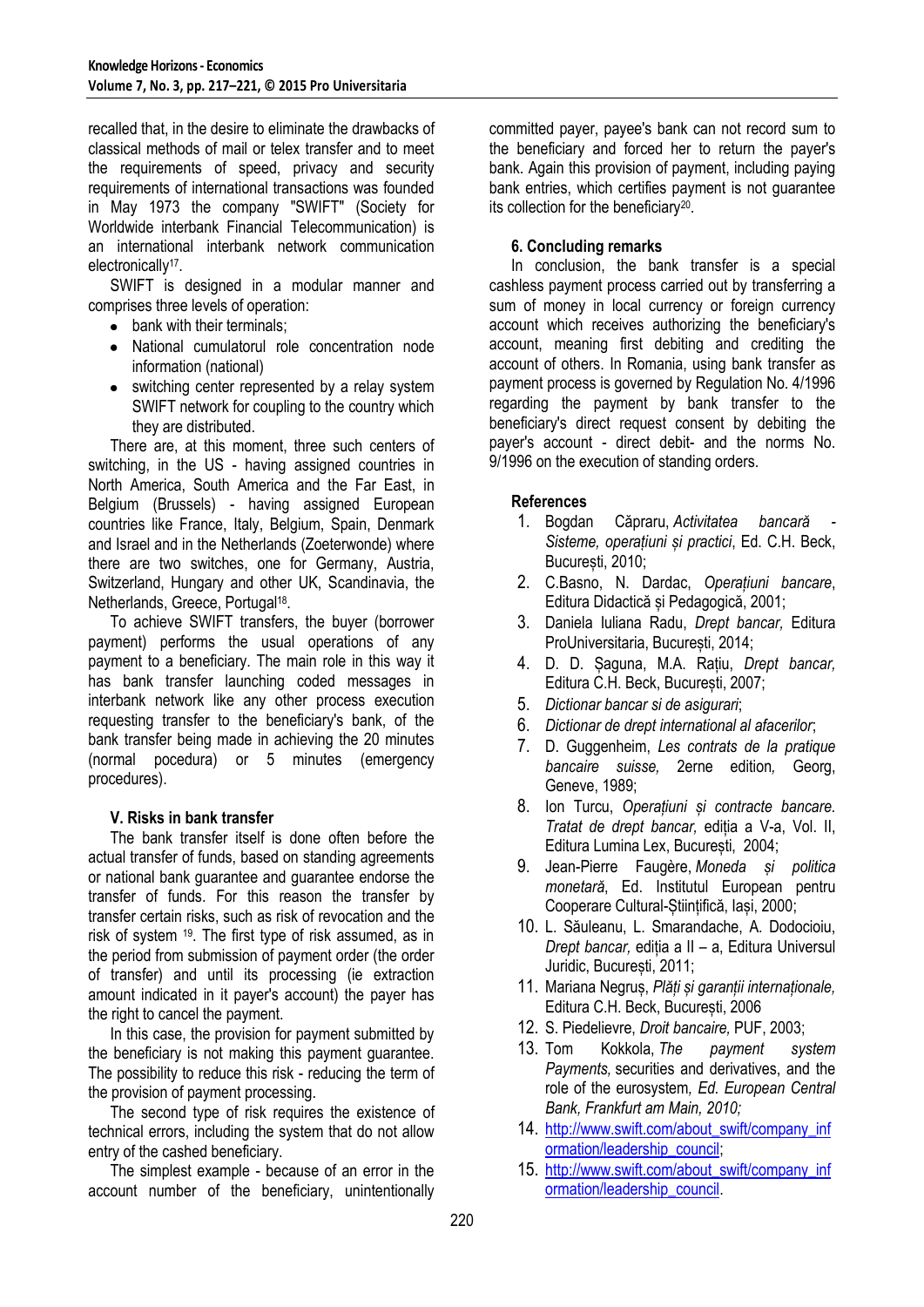recalled that, in the desire to eliminate the drawbacks of classical methods of mail or telex transfer and to meet the requirements of speed, privacy and security requirements of international transactions was founded in May 1973 the company "SWIFT" (Society for Worldwide interbank Financial Telecommunication) is an international interbank network communication electronically[17].

SWIFT is designed in a modular manner and comprises three levels of operation:

- bank with their terminals;
- National cumulatorul role concentration node information (national)
- switching center represented by a relay system SWIFT network for coupling to the country which they are distributed.

There are, at this moment, three such centers of switching, in the US - having assigned countries in North America, South America and the Far East, in Belgium (Brussels) - having assigned European countries like France, Italy, Belgium, Spain, Denmark and Israel and in the Netherlands (Zoeterwonde) where there are two switches, one for Germany, Austria, Switzerland, Hungary and other UK, Scandinavia, the Netherlands, Greece, Portugal[18].

To achieve SWIFT transfers, the buyer (borrower payment) performs the usual operations of any payment to a beneficiary. The main role in this way it has bank transfer launching coded messages in interbank network like any other process execution requesting transfer to the beneficiary's bank, of the bank transfer being made in achieving the 20 minutes (normal pocedura) or 5 minutes (emergency procedures).

### V. Risks in bank transfer

The bank transfer itself is done often before the actual transfer of funds, based on standing agreements or national bank guarantee and guarantee endorse the transfer of funds. For this reason the transfer by transfer certain risks, such as risk of revocation and the risk of system [19]. The first type of risk assumed, as in the period from submission of payment order (the order of transfer) and until its processing (ie extraction amount indicated in it payer's account) the payer has the right to cancel the payment.

In this case, the provision for payment submitted by the beneficiary is not making this payment guarantee. The possibility to reduce this risk - reducing the term of the provision of payment processing.

The second type of risk requires the existence of technical errors, including the system that do not allow entry of the cashed beneficiary.

The simplest example - because of an error in the account number of the beneficiary, unintentionally committed payer, payee's bank can not record sum to the beneficiary and forced her to return the payer's bank. Again this provision of payment, including paying bank entries, which certifies payment is not guarantee its collection for the beneficiary[20].

### 6. Concluding remarks

In conclusion, the bank transfer is a special cashless payment process carried out by transferring a sum of money in local currency or foreign currency account which receives authorizing the beneficiary's account, meaning first debiting and crediting the account of others. In Romania, using bank transfer as payment process is governed by Regulation No. 4/1996 regarding the payment by bank transfer to the beneficiary's direct request consent by debiting the payer's account - direct debit- and the norms No. 9/1996 on the execution of standing orders.

### References

1. Bogdan Căpraru, *Activitatea bancară - Sisteme, operațiuni și practici*, Ed. C.H. Beck, București, 2010;
2. C.Basno, N. Dardac, *Operațiuni bancare*, Editura Didactică și Pedagogică, 2001;
3. Daniela Iuliana Radu, *Drept bancar,* Editura ProUniversitaria, București, 2014;
4. D. D. Șaguna, M.A. Rațiu, *Drept bancar,* Editura C.H. Beck, București, 2007;
5. *Dictionar bancar si de asigurari*;
6. *Dictionar de drept international al afacerilor*;
7. D. Guggenheim, *Les contrats de la pratique bancaire suisse,* 2erne edition, Georg, Geneve, 1989;
8. Ion Turcu, *Operațiuni și contracte bancare. Tratat de drept bancar,* ediția a V-a, Vol. II, Editura Lumina Lex, București, 2004;
9. Jean-Pierre Faugère, *Moneda și politica monetară*, Ed. Institutul European pentru Cooperare Cultural-Științifică, Iași, 2000;
10. L. Săuleanu, L. Smarandache, A. Dodocioiu, *Drept bancar,* ediția a II – a, Editura Universul Juridic, București, 2011;
11. Mariana Negruș, *Plăți și garanții internaționale,* Editura C.H. Beck, București, 2006
12. S. Piedelievre, *Droit bancaire,* PUF, 2003;
13. Tom Kokkola, *The payment system Payments,* securities and derivatives, and the role of the eurosystem*, Ed. European Central Bank, Frankfurt am Main, 2010;*
14. http://www.swift.com/about_swift/company_information/leadership_council;
15. http://www.swift.com/about_swift/company_information/leadership_council.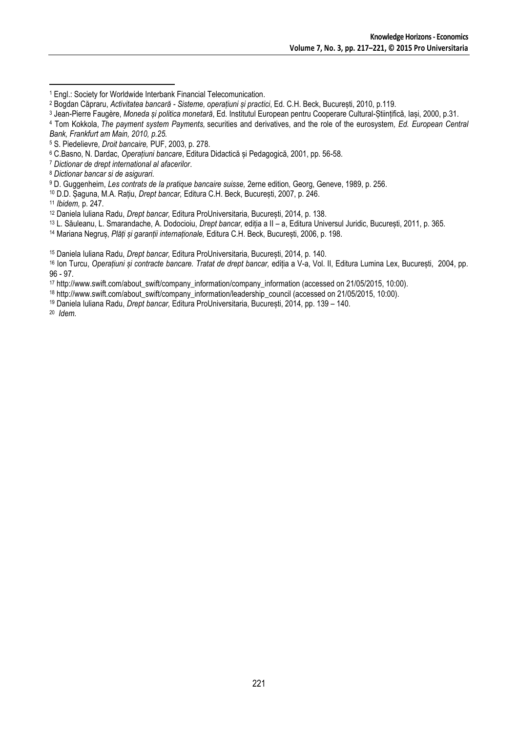[1] Engl.: Society for Worldwide Interbank Financial Telecomunication.

[2] Bogdan Căpraru, *Activitatea bancară - Sisteme, operațiuni și practici*, Ed. C.H. Beck, București, 2010, p.119.

[3] Jean-Pierre Faugère, *Moneda și politica monetară*, Ed. Institutul European pentru Cooperare Cultural-Științifică, Iași, 2000, p.31.

[4] Tom Kokkola, *The payment system Payments,* securities and derivatives, and the role of the eurosystem*, Ed. European Central Bank, Frankfurt am Main, 2010, p.25.*

[5] S. Piedelievre, *Droit bancaire,* PUF, 2003, p. 278.

[6] C.Basno, N. Dardac, *Operațiuni bancare*, Editura Didactică și Pedagogică, 2001, pp. 56-58.

[7] *Dictionar de drept international al afacerilor*.

[8] *Dictionar bancar si de asigurari*.

[9] D. Guggenheim, *Les contrats de la pratique bancaire suisse,* 2erne edition, Georg, Geneve, 1989, p. 256.

[10] D.D. Șaguna, M.A. Rațiu, *Drept bancar,* Editura C.H. Beck, București, 2007, p. 246.

[11] *Ibidem,* p. 247.

[12] Daniela Iuliana Radu, *Drept bancar,* Editura ProUniversitaria, București, 2014, p. 138.

[13] L. Săuleanu, L. Smarandache, A. Dodocioiu, *Drept bancar,* ediția a II – a, Editura Universul Juridic, București, 2011, p. 365.

[14] Mariana Negruș, *Plăți și garanții internaționale,* Editura C.H. Beck, București, 2006, p. 198.

[15] Daniela Iuliana Radu, *Drept bancar,* Editura ProUniversitaria, București, 2014, p. 140.

[16] Ion Turcu, *Operațiuni și contracte bancare. Tratat de drept bancar,* ediția a V-a, Vol. II, Editura Lumina Lex, București, 2004, pp. 96 - 97.

[17] http://www.swift.com/about_swift/company_information/company_information (accessed on 21/05/2015, 10:00).

[18] http://www.swift.com/about_swift/company_information/leadership_council (accessed on 21/05/2015, 10:00).

[19] Daniela Iuliana Radu, *Drept bancar,* Editura ProUniversitaria, București, 2014, pp. 139 – 140.

[20] *Idem.*